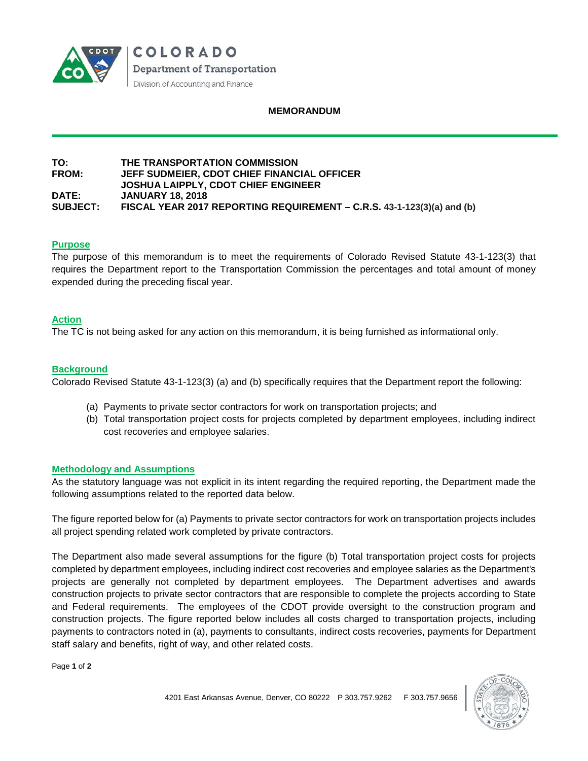COLORADO
Department of Transportation
Division of Accounting and Finance

# MEMORANDUM

**TO:** THE TRANSPORTATION COMMISSION
**FROM:** JEFF SUDMEIER, CDOT CHIEF FINANCIAL OFFICER
JOSHUA LAIPPLY, CDOT CHIEF ENGINEER
**DATE:** JANUARY 18, 2018
**SUBJECT:** FISCAL YEAR 2017 REPORTING REQUIREMENT – C.R.S. 43-1-123(3)(a) and (b)

## Purpose

The purpose of this memorandum is to meet the requirements of Colorado Revised Statute 43-1-123(3) that requires the Department report to the Transportation Commission the percentages and total amount of money expended during the preceding fiscal year.

## Action

The TC is not being asked for any action on this memorandum, it is being furnished as informational only.

## Background

Colorado Revised Statute 43-1-123(3) (a) and (b) specifically requires that the Department report the following:

(a) Payments to private sector contractors for work on transportation projects; and
(b) Total transportation project costs for projects completed by department employees, including indirect cost recoveries and employee salaries.

## Methodology and Assumptions

As the statutory language was not explicit in its intent regarding the required reporting, the Department made the following assumptions related to the reported data below.

The figure reported below for (a) Payments to private sector contractors for work on transportation projects includes all project spending related work completed by private contractors.

The Department also made several assumptions for the figure (b) Total transportation project costs for projects completed by department employees, including indirect cost recoveries and employee salaries as the Department's projects are generally not completed by department employees. The Department advertises and awards construction projects to private sector contractors that are responsible to complete the projects according to State and Federal requirements. The employees of the CDOT provide oversight to the construction program and construction projects. The figure reported below includes all costs charged to transportation projects, including payments to contractors noted in (a), payments to consultants, indirect costs recoveries, payments for Department staff salary and benefits, right of way, and other related costs.

4201 East Arkansas Avenue, Denver, CO 80222 P 303.757.9262 F 303.757.9656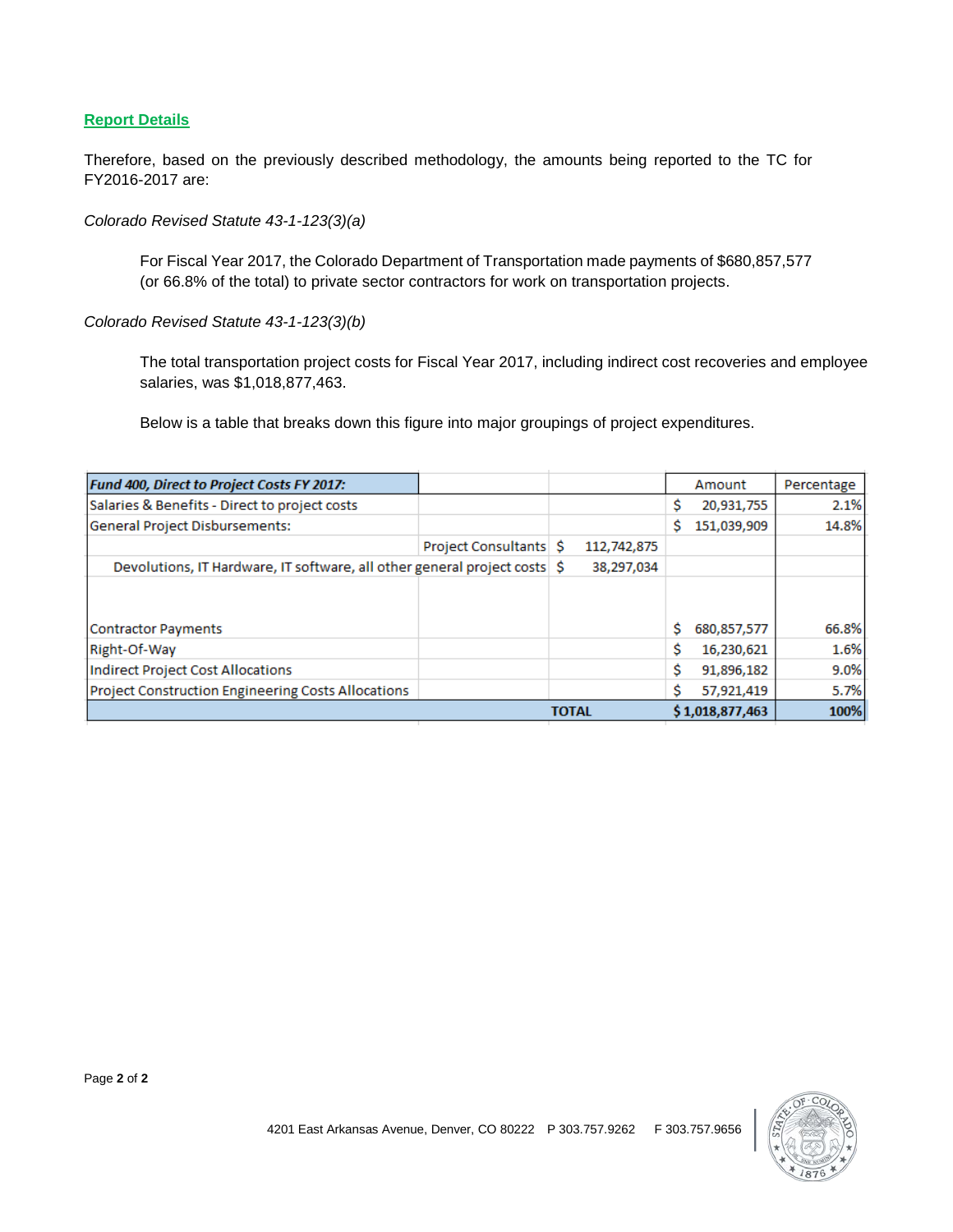## Report Details

Therefore, based on the previously described methodology, the amounts being reported to the TC for FY2016-2017 are:

*Colorado Revised Statute 43-1-123(3)(a)*

For Fiscal Year 2017, the Colorado Department of Transportation made payments of $680,857,577 (or 66.8% of the total) to private sector contractors for work on transportation projects.

*Colorado Revised Statute 43-1-123(3)(b)*

The total transportation project costs for Fiscal Year 2017, including indirect cost recoveries and employee salaries, was $1,018,877,463.

Below is a table that breaks down this figure into major groupings of project expenditures.

| ***Fund 400, Direct to Project Costs FY 2017:*** | | | Amount | Percentage |
|---|---|---|---|---|
| Salaries & Benefits - Direct to project costs | | | $ 20,931,755 | 2.1% |
| General Project Disbursements: | | | $ 151,039,909 | 14.8% |
| | Project Consultants | $ 112,742,875 | | |
| Devolutions, IT Hardware, IT software, all other general project costs | | $ 38,297,034 | | |
| | | | | |
| Contractor Payments | | | $ 680,857,577 | 66.8% |
| Right-Of-Way | | | $ 16,230,621 | 1.6% |
| Indirect Project Cost Allocations | | | $ 91,896,182 | 9.0% |
| Project Construction Engineering Costs Allocations | | | $ 57,921,419 | 5.7% |
| | | **TOTAL** | **$ 1,018,877,463** | **100%** |

4201 East Arkansas Avenue, Denver, CO 80222 P 303.757.9262 F 303.757.9656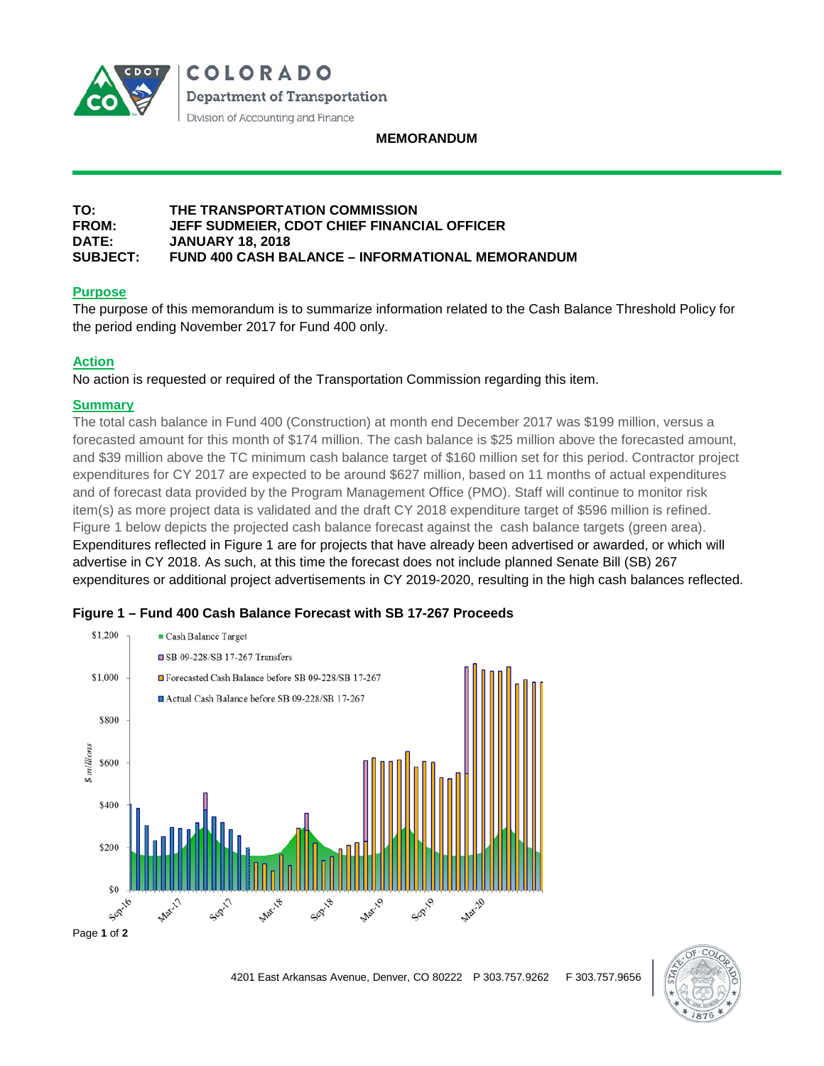COLORADO
Department of Transportation
Division of Accounting and Finance

**MEMORANDUM**

**TO:** THE TRANSPORTATION COMMISSION
**FROM:** JEFF SUDMEIER, CDOT CHIEF FINANCIAL OFFICER
**DATE:** JANUARY 18, 2018
**SUBJECT:** FUND 400 CASH BALANCE – INFORMATIONAL MEMORANDUM

## Purpose

The purpose of this memorandum is to summarize information related to the Cash Balance Threshold Policy for the period ending November 2017 for Fund 400 only.

## Action

No action is requested or required of the Transportation Commission regarding this item.

## Summary

The total cash balance in Fund 400 (Construction) at month end December 2017 was $199 million, versus a forecasted amount for this month of $174 million. The cash balance is $25 million above the forecasted amount, and $39 million above the TC minimum cash balance target of $160 million set for this period. Contractor project expenditures for CY 2017 are expected to be around $627 million, based on 11 months of actual expenditures and of forecast data provided by the Program Management Office (PMO). Staff will continue to monitor risk item(s) as more project data is validated and the draft CY 2018 expenditure target of $596 million is refined. Figure 1 below depicts the projected cash balance forecast against the cash balance targets (green area). Expenditures reflected in Figure 1 are for projects that have already been advertised or awarded, or which will advertise in CY 2018. As such, at this time the forecast does not include planned Senate Bill (SB) 267 expenditures or additional project advertisements in CY 2019-2020, resulting in the high cash balances reflected.

**Figure 1 – Fund 400 Cash Balance Forecast with SB 17-267 Proceeds**

4201 East Arkansas Avenue, Denver, CO 80222 P 303.757.9262 F 303.757.9656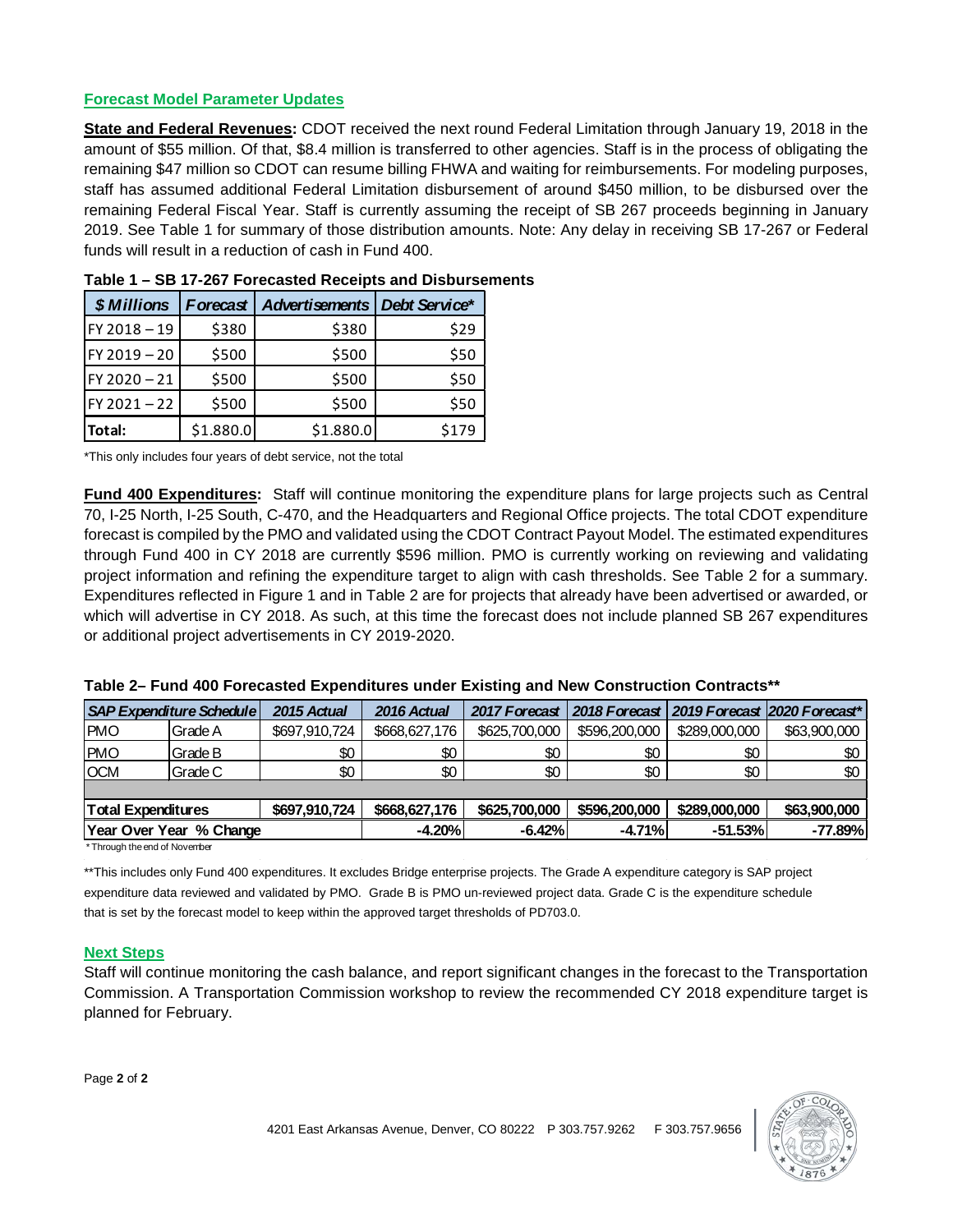## Forecast Model Parameter Updates

**State and Federal Revenues:** CDOT received the next round Federal Limitation through January 19, 2018 in the amount of $55 million. Of that, $8.4 million is transferred to other agencies. Staff is in the process of obligating the remaining $47 million so CDOT can resume billing FHWA and waiting for reimbursements. For modeling purposes, staff has assumed additional Federal Limitation disbursement of around $450 million, to be disbursed over the remaining Federal Fiscal Year. Staff is currently assuming the receipt of SB 267 proceeds beginning in January 2019. See Table 1 for summary of those distribution amounts. Note: Any delay in receiving SB 17-267 or Federal funds will result in a reduction of cash in Fund 400.

**Table 1 – SB 17-267 Forecasted Receipts and Disbursements**

| *$ Millions* | *Forecast* | *Advertisements* | *Debt Service** |
|---|---|---|---|
| FY 2018 – 19 | $380 | $380 | $29 |
| FY 2019 – 20 | $500 | $500 | $50 |
| FY 2020 – 21 | $500 | $500 | $50 |
| FY 2021 – 22 | $500 | $500 | $50 |
| **Total:** | $1.880.0 | $1.880.0 | $179 |

*This only includes four years of debt service, not the total

**Fund 400 Expenditures:** Staff will continue monitoring the expenditure plans for large projects such as Central 70, I-25 North, I-25 South, C-470, and the Headquarters and Regional Office projects. The total CDOT expenditure forecast is compiled by the PMO and validated using the CDOT Contract Payout Model. The estimated expenditures through Fund 400 in CY 2018 are currently $596 million. PMO is currently working on reviewing and validating project information and refining the expenditure target to align with cash thresholds. See Table 2 for a summary. Expenditures reflected in Figure 1 and in Table 2 are for projects that already have been advertised or awarded, or which will advertise in CY 2018. As such, at this time the forecast does not include planned SB 267 expenditures or additional project advertisements in CY 2019-2020.

**Table 2– Fund 400 Forecasted Expenditures under Existing and New Construction Contracts****

| *SAP Expenditure Schedule* | | *2015 Actual* | *2016 Actual* | *2017 Forecast* | *2018 Forecast* | *2019 Forecast* | *2020 Forecast** |
|---|---|---|---|---|---|---|---|
| PMO | Grade A | $697,910,724 | $668,627,176 | $625,700,000 | $596,200,000 | $289,000,000 | $63,900,000 |
| PMO | Grade B | $0 | $0 | $0 | $0 | $0 | $0 |
| OCM | Grade C | $0 | $0 | $0 | $0 | $0 | $0 |
| | | | | | | | |
| **Total Expenditures** | | **$697,910,724** | **$668,627,176** | **$625,700,000** | **$596,200,000** | **$289,000,000** | **$63,900,000** |
| **Year Over Year % Change** | | | **-4.20%** | **-6.42%** | **-4.71%** | **-51.53%** | **-77.89%** |

* Through the end of November

**This includes only Fund 400 expenditures. It excludes Bridge enterprise projects. The Grade A expenditure category is SAP project expenditure data reviewed and validated by PMO. Grade B is PMO un-reviewed project data. Grade C is the expenditure schedule that is set by the forecast model to keep within the approved target thresholds of PD703.0.

## Next Steps

Staff will continue monitoring the cash balance, and report significant changes in the forecast to the Transportation Commission. A Transportation Commission workshop to review the recommended CY 2018 expenditure target is planned for February.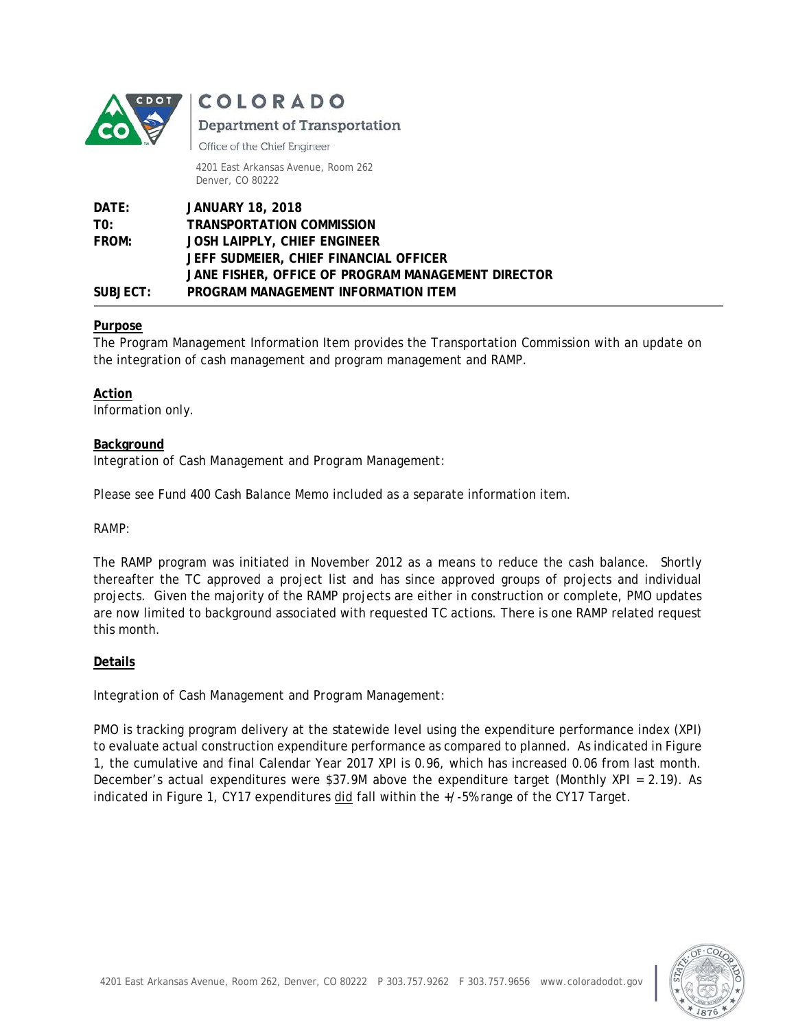COLORADO

Department of Transportation

Office of the Chief Engineer

4201 East Arkansas Avenue, Room 262
Denver, CO 80222

**DATE:** **JANUARY 18, 2018**
**TO:** **TRANSPORTATION COMMISSION**
**FROM:** **JOSH LAIPPLY, CHIEF ENGINEER**
**JEFF SUDMEIER, CHIEF FINANCIAL OFFICER**
**JANE FISHER, OFFICE OF PROGRAM MANAGEMENT DIRECTOR**
**SUBJECT:** **PROGRAM MANAGEMENT INFORMATION ITEM**

**Purpose**

The Program Management Information Item provides the Transportation Commission with an update on the integration of cash management and program management and RAMP.

**Action**

Information only.

**Background**

Integration of Cash Management and Program Management:

Please see Fund 400 Cash Balance Memo included as a separate information item.

RAMP:

The RAMP program was initiated in November 2012 as a means to reduce the cash balance. Shortly thereafter the TC approved a project list and has since approved groups of projects and individual projects. Given the majority of the RAMP projects are either in construction or complete, PMO updates are now limited to background associated with requested TC actions. There is one RAMP related request this month.

**Details**

Integration of Cash Management and Program Management:

PMO is tracking program delivery at the statewide level using the expenditure performance index (XPI) to evaluate actual construction expenditure performance as compared to planned. As indicated in Figure 1, the cumulative and final Calendar Year 2017 XPI is 0.96, which has increased 0.06 from last month. December's actual expenditures were $37.9M above the expenditure target (Monthly XPI = 2.19). As indicated in Figure 1, CY17 expenditures did fall within the +/-5% range of the CY17 Target.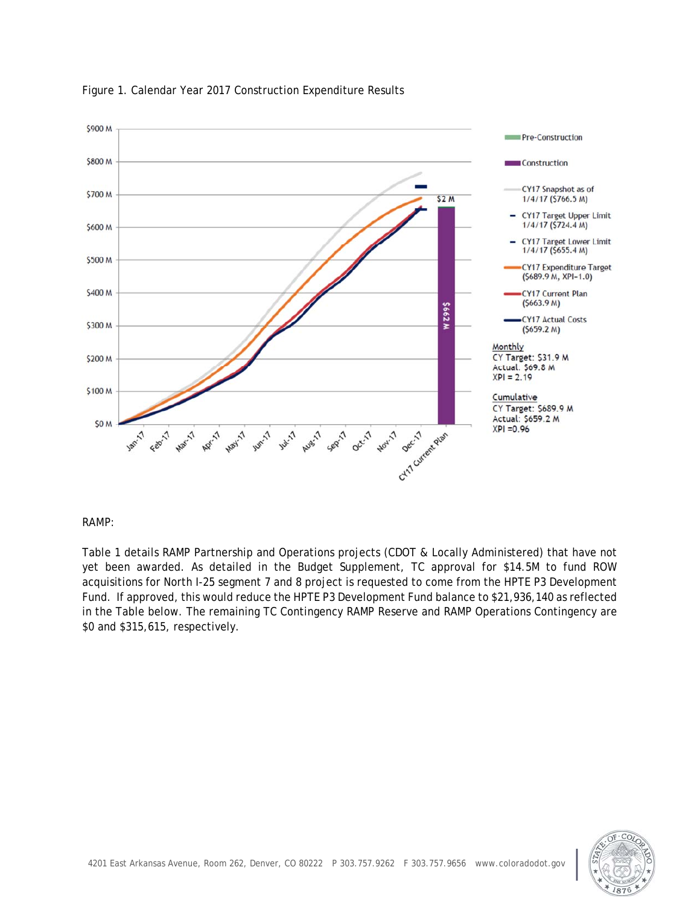Figure 1. Calendar Year 2017 Construction Expenditure Results

RAMP:

Table 1 details RAMP Partnership and Operations projects (CDOT & Locally Administered) that have not yet been awarded. As detailed in the Budget Supplement, TC approval for $14.5M to fund ROW acquisitions for North I-25 segment 7 and 8 project is requested to come from the HPTE P3 Development Fund. If approved, this would reduce the HPTE P3 Development Fund balance to $21,936,140 as reflected in the Table below. The remaining TC Contingency RAMP Reserve and RAMP Operations Contingency are $0 and $315,615, respectively.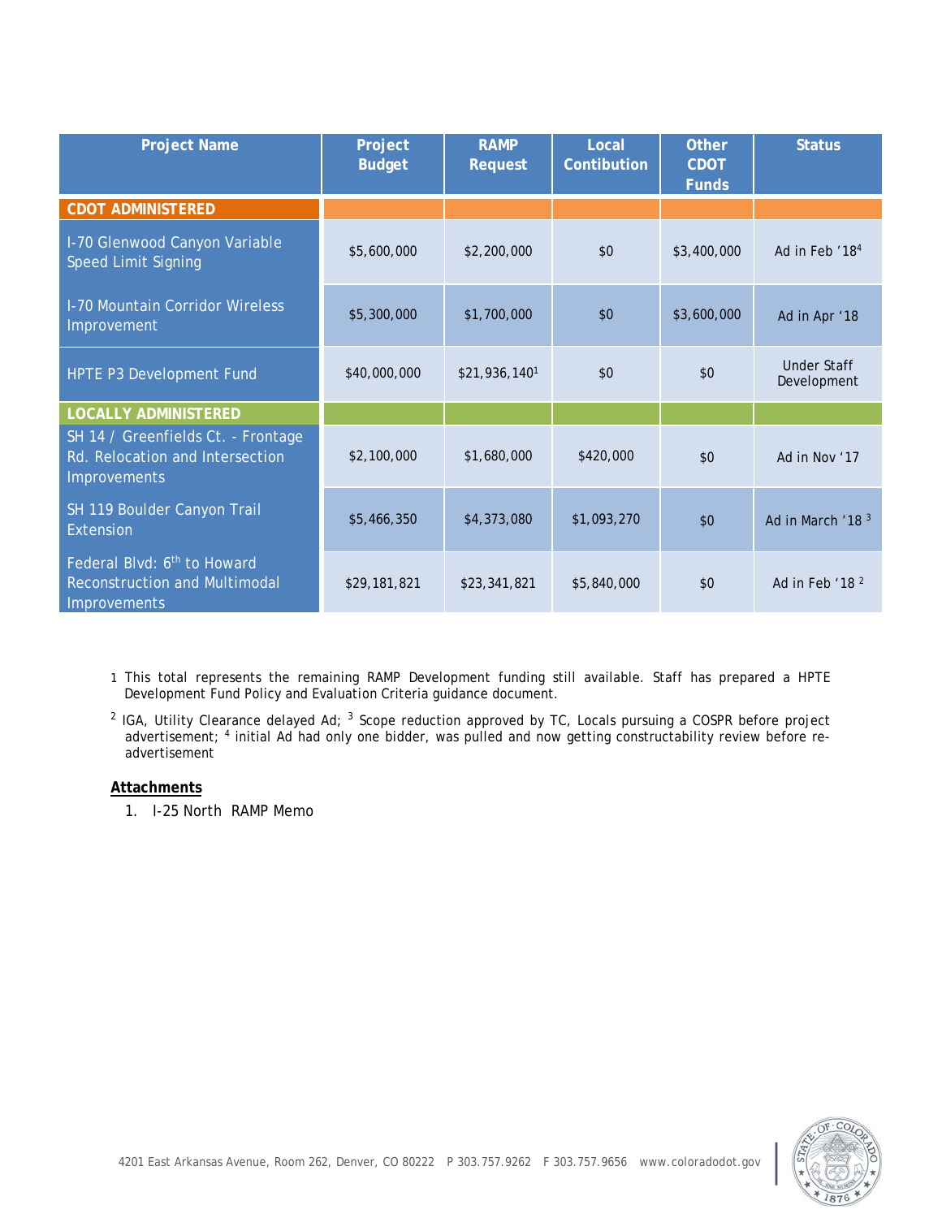| Project Name | Project Budget | RAMP Request | Local Contibution | Other CDOT Funds | Status |
| --- | --- | --- | --- | --- | --- |
| **CDOT ADMINISTERED** | | | | | |
| I-70 Glenwood Canyon Variable Speed Limit Signing | $5,600,000 | $2,200,000 | $0 | $3,400,000 | Ad in Feb '18[4] |
| I-70 Mountain Corridor Wireless Improvement | $5,300,000 | $1,700,000 | $0 | $3,600,000 | Ad in Apr '18 |
| HPTE P3 Development Fund | $40,000,000 | $21,936,140[1] | $0 | $0 | Under Staff Development |
| **LOCALLY ADMINISTERED** | | | | | |
| SH 14 / Greenfields Ct. - Frontage Rd. Relocation and Intersection Improvements | $2,100,000 | $1,680,000 | $420,000 | $0 | Ad in Nov '17 |
| SH 119 Boulder Canyon Trail Extension | $5,466,350 | $4,373,080 | $1,093,270 | $0 | Ad in March '18 [3] |
| Federal Blvd: 6th to Howard Reconstruction and Multimodal Improvements | $29,181,821 | $23,341,821 | $5,840,000 | $0 | Ad in Feb '18 [2] |

1 This total represents the remaining RAMP Development funding still available. Staff has prepared a HPTE Development Fund Policy and Evaluation Criteria guidance document.

[2] IGA, Utility Clearance delayed Ad; [3] Scope reduction approved by TC, Locals pursuing a COSPR before project advertisement; [4] initial Ad had only one bidder, was pulled and now getting constructability review before re-advertisement

**Attachments**

1. I-25 North RAMP Memo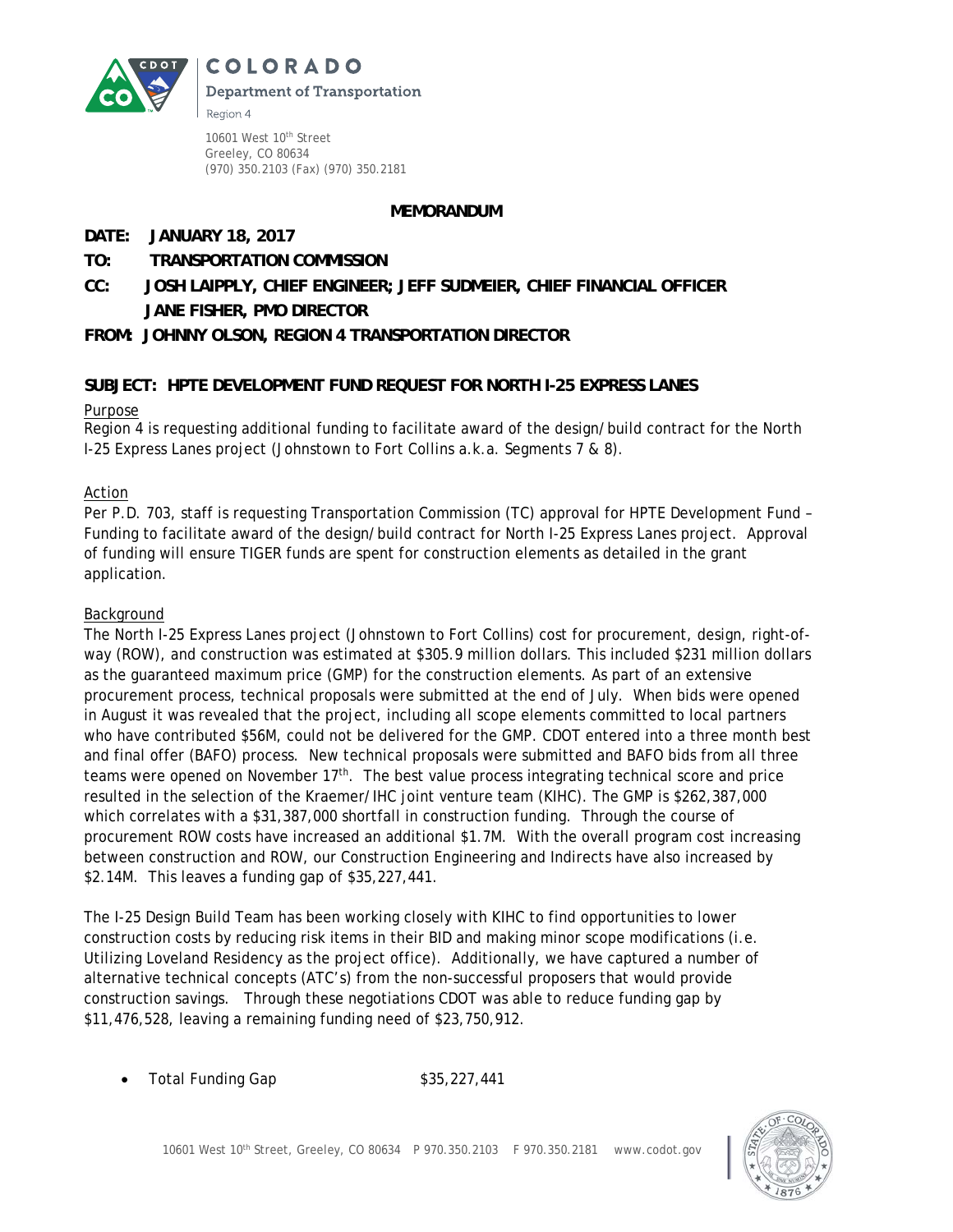COLORADO

Department of Transportation

Region 4

10601 West 10th Street
Greeley, CO 80634
(970) 350.2103 (Fax) (970) 350.2181

**MEMORANDUM**

**DATE: JANUARY 18, 2017**

**TO: TRANSPORTATION COMMISSION**

**CC: JOSH LAIPPLY, CHIEF ENGINEER; JEFF SUDMEIER, CHIEF FINANCIAL OFFICER**
**JANE FISHER, PMO DIRECTOR**

**FROM: JOHNNY OLSON, REGION 4 TRANSPORTATION DIRECTOR**

**SUBJECT: HPTE DEVELOPMENT FUND REQUEST FOR NORTH I-25 EXPRESS LANES**

Purpose

Region 4 is requesting additional funding to facilitate award of the design/build contract for the North I-25 Express Lanes project (Johnstown to Fort Collins a.k.a. Segments 7 & 8).

Action

Per P.D. 703, staff is requesting Transportation Commission (TC) approval for HPTE Development Fund – Funding to facilitate award of the design/build contract for North I-25 Express Lanes project. Approval of funding will ensure TIGER funds are spent for construction elements as detailed in the grant application.

Background

The North I-25 Express Lanes project (Johnstown to Fort Collins) cost for procurement, design, right-of-way (ROW), and construction was estimated at $305.9 million dollars. This included $231 million dollars as the guaranteed maximum price (GMP) for the construction elements. As part of an extensive procurement process, technical proposals were submitted at the end of July. When bids were opened in August it was revealed that the project, including all scope elements committed to local partners who have contributed $56M, could not be delivered for the GMP. CDOT entered into a three month best and final offer (BAFO) process. New technical proposals were submitted and BAFO bids from all three teams were opened on November 17th. The best value process integrating technical score and price resulted in the selection of the Kraemer/IHC joint venture team (KIHC). The GMP is $262,387,000 which correlates with a $31,387,000 shortfall in construction funding. Through the course of procurement ROW costs have increased an additional $1.7M. With the overall program cost increasing between construction and ROW, our Construction Engineering and Indirects have also increased by $2.14M. This leaves a funding gap of $35,227,441.

The I-25 Design Build Team has been working closely with KIHC to find opportunities to lower construction costs by reducing risk items in their BID and making minor scope modifications (i.e. Utilizing Loveland Residency as the project office). Additionally, we have captured a number of alternative technical concepts (ATC's) from the non-successful proposers that would provide construction savings. Through these negotiations CDOT was able to reduce funding gap by $11,476,528, leaving a remaining funding need of $23,750,912.

- Total Funding Gap $35,227,441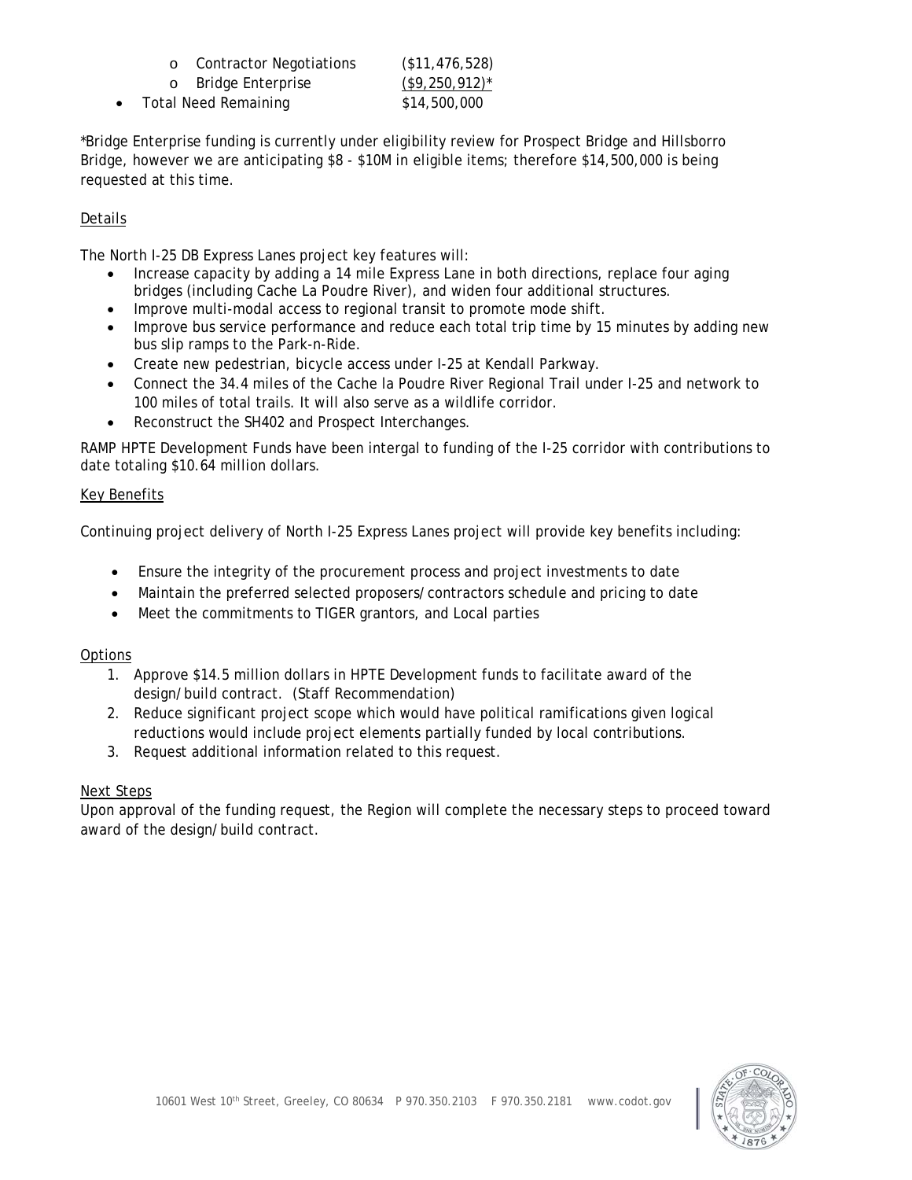- Contractor Negotiations ($11,476,528)
  - Bridge Enterprise ($9,250,912)*
- Total Need Remaining $14,500,000

*Bridge Enterprise funding is currently under eligibility review for Prospect Bridge and Hillsborro Bridge, however we are anticipating $8 - $10M in eligible items; therefore $14,500,000 is being requested at this time.

Details

The North I-25 DB Express Lanes project key features will:

- Increase capacity by adding a 14 mile Express Lane in both directions, replace four aging bridges (including Cache La Poudre River), and widen four additional structures.
- Improve multi-modal access to regional transit to promote mode shift.
- Improve bus service performance and reduce each total trip time by 15 minutes by adding new bus slip ramps to the Park-n-Ride.
- Create new pedestrian, bicycle access under I-25 at Kendall Parkway.
- Connect the 34.4 miles of the Cache la Poudre River Regional Trail under I-25 and network to 100 miles of total trails. It will also serve as a wildlife corridor.
- Reconstruct the SH402 and Prospect Interchanges.

RAMP HPTE Development Funds have been intergal to funding of the I-25 corridor with contributions to date totaling $10.64 million dollars.

Key Benefits

Continuing project delivery of North I-25 Express Lanes project will provide key benefits including:

- Ensure the integrity of the procurement process and project investments to date
- Maintain the preferred selected proposers/contractors schedule and pricing to date
- Meet the commitments to TIGER grantors, and Local parties

Options

1. Approve $14.5 million dollars in HPTE Development funds to facilitate award of the design/build contract. (Staff Recommendation)
2. Reduce significant project scope which would have political ramifications given logical reductions would include project elements partially funded by local contributions.
3. Request additional information related to this request.

Next Steps

Upon approval of the funding request, the Region will complete the necessary steps to proceed toward award of the design/build contract.